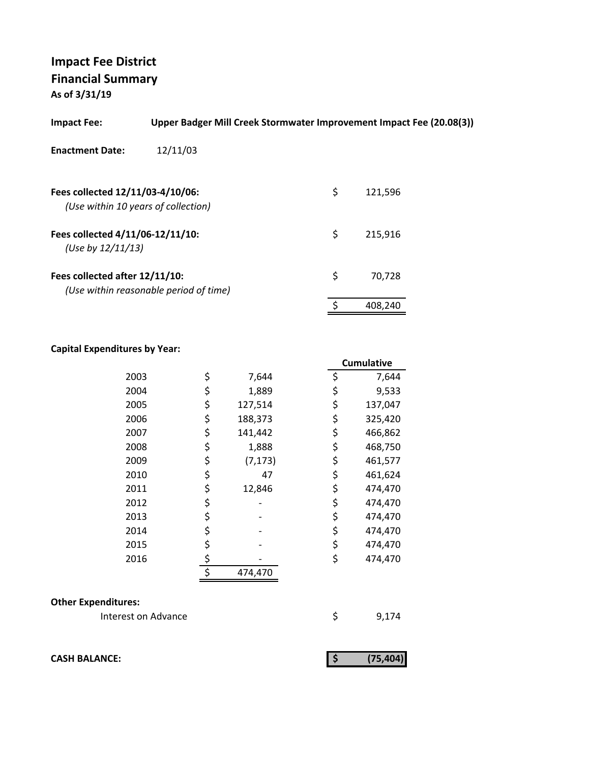# Impact Fee District
## Financial Summary
**As of 3/31/19**

**Impact Fee:** **Upper Badger Mill Creek Stormwater Improvement Impact Fee (20.08(3))**

**Enactment Date:** 12/11/03

| | |
|---|---|
| **Fees collected 12/11/03-4/10/06:** *(Use within 10 years of collection)* | $ 121,596 |
| **Fees collected 4/11/06-12/11/10:** *(Use by 12/11/13)* | $ 215,916 |
| **Fees collected after 12/11/10:** *(Use within reasonable period of time)* | $ 70,728 |
| | $ 408,240 |

**Capital Expenditures by Year:**

| Year | Amount | Cumulative |
|---|---|---|
| 2003 | $ 7,644 | $ 7,644 |
| 2004 | $ 1,889 | $ 9,533 |
| 2005 | $ 127,514 | $ 137,047 |
| 2006 | $ 188,373 | $ 325,420 |
| 2007 | $ 141,442 | $ 466,862 |
| 2008 | $ 1,888 | $ 468,750 |
| 2009 | $ (7,173) | $ 461,577 |
| 2010 | $ 47 | $ 461,624 |
| 2011 | $ 12,846 | $ 474,470 |
| 2012 | $ - | $ 474,470 |
| 2013 | $ - | $ 474,470 |
| 2014 | $ - | $ 474,470 |
| 2015 | $ - | $ 474,470 |
| 2016 | $ - | $ 474,470 |
| | $ 474,470 | |

**Other Expenditures:**

| | |
|---|---|
| Interest on Advance | $ 9,174 |

**CASH BALANCE:** **$ (75,404)**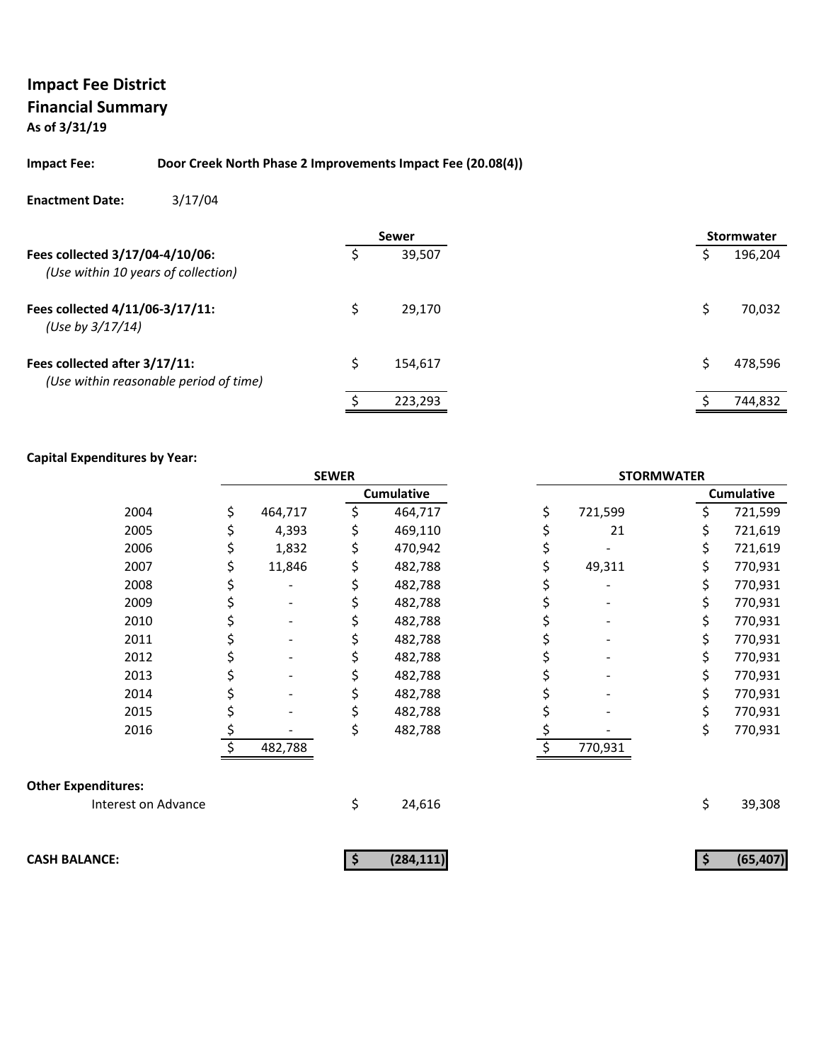**Impact Fee District**
**Financial Summary**
**As of 3/31/19**

**Impact Fee:** **Door Creek North Phase 2 Improvements Impact Fee (20.08(4))**

**Enactment Date:** 3/17/04

| | Sewer | Stormwater |
|---|---|---|
| **Fees collected 3/17/04-4/10/06:** *(Use within 10 years of collection)* | $ 39,507 | $ 196,204 |
| **Fees collected 4/11/06-3/17/11:** *(Use by 3/17/14)* | $ 29,170 | $ 70,032 |
| **Fees collected after 3/17/11:** *(Use within reasonable period of time)* | $ 154,617 | $ 478,596 |
| | $ 223,293 | $ 744,832 |

**Capital Expenditures by Year:**

| | SEWER | | STORMWATER | |
|---|---|---|---|---|
| | | Cumulative | | Cumulative |
| 2004 | $ 464,717 | $ 464,717 | $ 721,599 | $ 721,599 |
| 2005 | $ 4,393 | $ 469,110 | $ 21 | $ 721,619 |
| 2006 | $ 1,832 | $ 470,942 | $ - | $ 721,619 |
| 2007 | $ 11,846 | $ 482,788 | $ 49,311 | $ 770,931 |
| 2008 | $ - | $ 482,788 | $ - | $ 770,931 |
| 2009 | $ - | $ 482,788 | $ - | $ 770,931 |
| 2010 | $ - | $ 482,788 | $ - | $ 770,931 |
| 2011 | $ - | $ 482,788 | $ - | $ 770,931 |
| 2012 | $ - | $ 482,788 | $ - | $ 770,931 |
| 2013 | $ - | $ 482,788 | $ - | $ 770,931 |
| 2014 | $ - | $ 482,788 | $ - | $ 770,931 |
| 2015 | $ - | $ 482,788 | $ - | $ 770,931 |
| 2016 | $ - | $ 482,788 | $ - | $ 770,931 |
| | $ 482,788 | | $ 770,931 | |

**Other Expenditures:**

| | Sewer | Stormwater |
|---|---|---|
| Interest on Advance | $ 24,616 | $ 39,308 |
| **CASH BALANCE:** | **$ (284,111)** | **$ (65,407)** |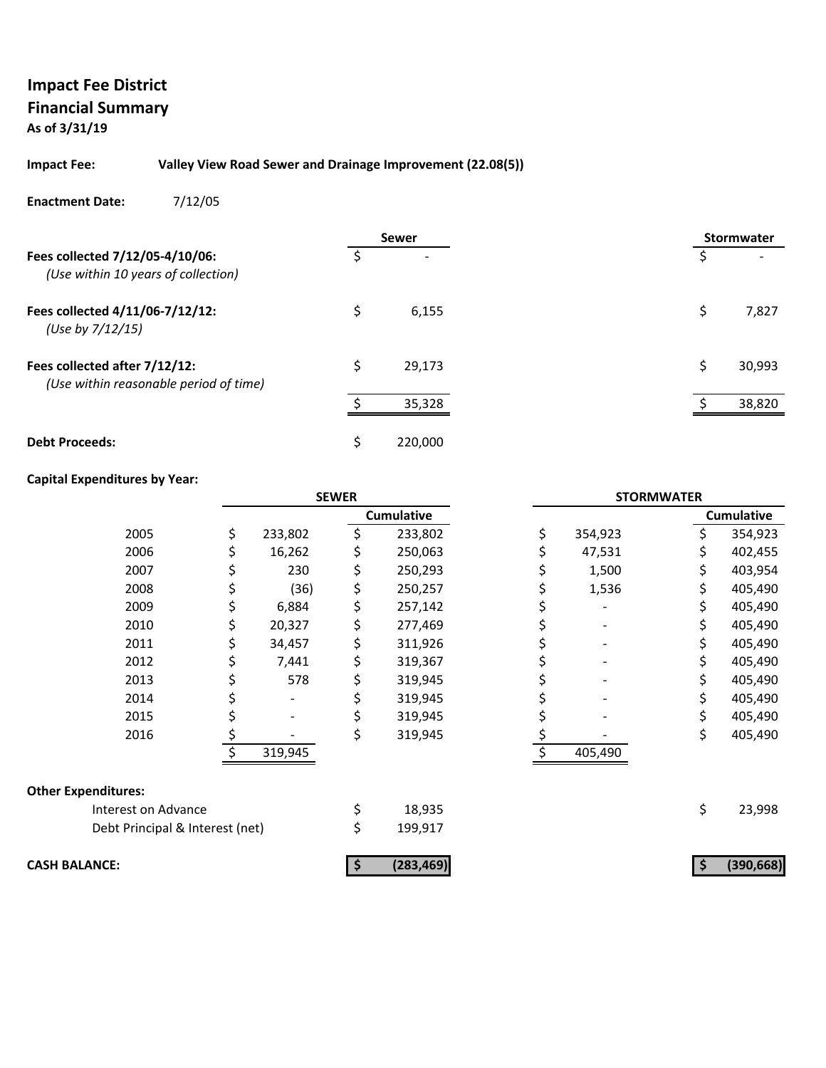# Impact Fee District
## Financial Summary
**As of 3/31/19**

**Impact Fee:** **Valley View Road Sewer and Drainage Improvement (22.08(5))**

**Enactment Date:** 7/12/05

| | Sewer | Stormwater |
|---|---|---|
| **Fees collected 7/12/05-4/10/06:** *(Use within 10 years of collection)* | $ - | $ - |
| **Fees collected 4/11/06-7/12/12:** *(Use by 7/12/15)* | $ 6,155 | $ 7,827 |
| **Fees collected after 7/12/12:** *(Use within reasonable period of time)* | $ 29,173 | $ 30,993 |
| | $ 35,328 | $ 38,820 |
| **Debt Proceeds:** | $ 220,000 | |

**Capital Expenditures by Year:**

| | SEWER | | STORMWATER | |
|---|---|---|---|---|
| | | Cumulative | | Cumulative |
| 2005 | $ 233,802 | $ 233,802 | $ 354,923 | $ 354,923 |
| 2006 | $ 16,262 | $ 250,063 | $ 47,531 | $ 402,455 |
| 2007 | $ 230 | $ 250,293 | $ 1,500 | $ 403,954 |
| 2008 | $ (36) | $ 250,257 | $ 1,536 | $ 405,490 |
| 2009 | $ 6,884 | $ 257,142 | $ - | $ 405,490 |
| 2010 | $ 20,327 | $ 277,469 | $ - | $ 405,490 |
| 2011 | $ 34,457 | $ 311,926 | $ - | $ 405,490 |
| 2012 | $ 7,441 | $ 319,367 | $ - | $ 405,490 |
| 2013 | $ 578 | $ 319,945 | $ - | $ 405,490 |
| 2014 | $ - | $ 319,945 | $ - | $ 405,490 |
| 2015 | $ - | $ 319,945 | $ - | $ 405,490 |
| 2016 | $ - | $ 319,945 | $ - | $ 405,490 |
| | $ 319,945 | | $ 405,490 | |

**Other Expenditures:**

| | Sewer | Stormwater |
|---|---|---|
| Interest on Advance | $ 18,935 | $ 23,998 |
| Debt Principal & Interest (net) | $ 199,917 | |
| **CASH BALANCE:** | **$ (283,469)** | **$ (390,668)** |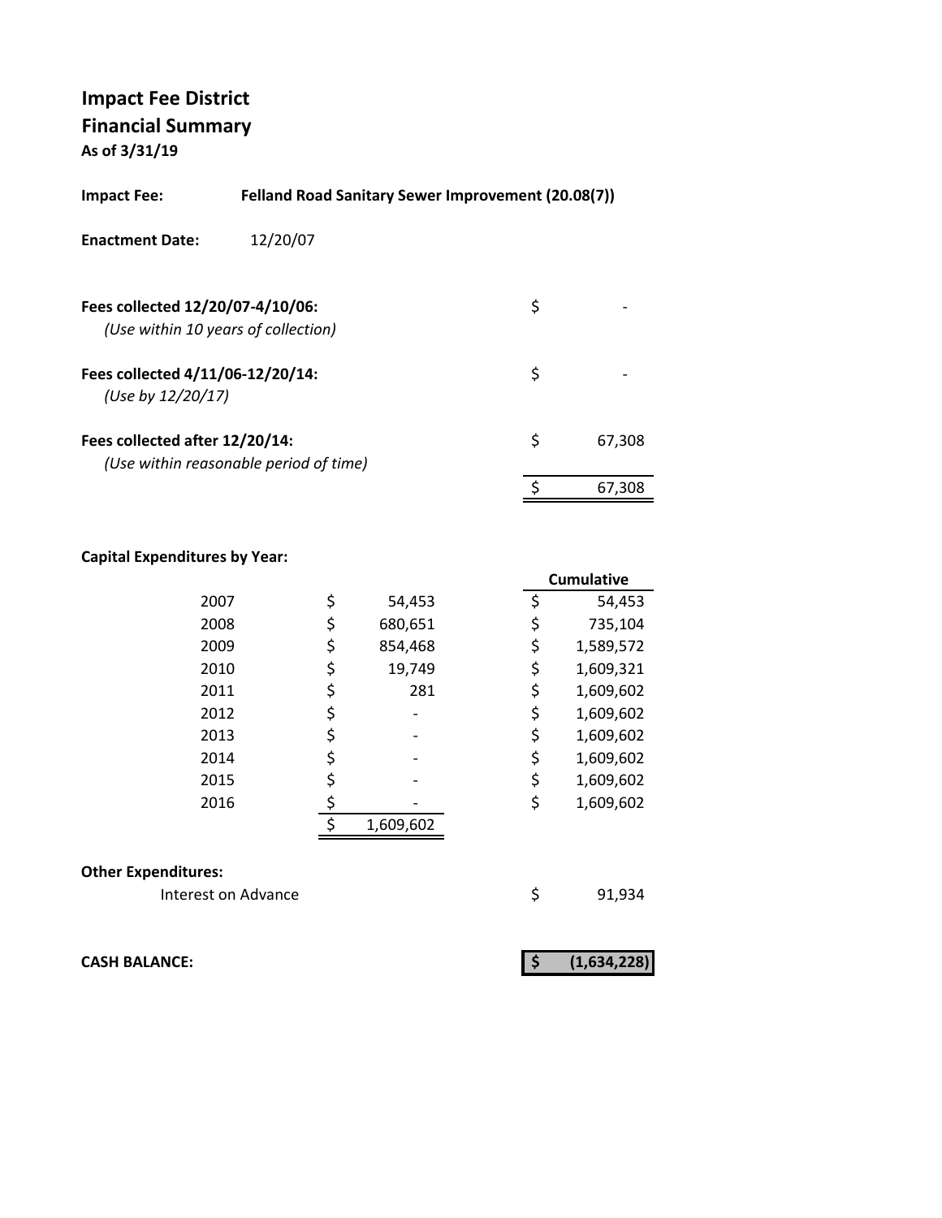# Impact Fee District
## Financial Summary
**As of 3/31/19**

**Impact Fee:** **Felland Road Sanitary Sewer Improvement (20.08(7))**

**Enactment Date:** 12/20/07

| | |
|---|---|
| **Fees collected 12/20/07-4/10/06:** *(Use within 10 years of collection)* | $ - |
| **Fees collected 4/11/06-12/20/14:** *(Use by 12/20/17)* | $ - |
| **Fees collected after 12/20/14:** *(Use within reasonable period of time)* | $ 67,308 |
| | $ 67,308 |

**Capital Expenditures by Year:**

| Year | Amount | Cumulative |
|---|---|---|
| 2007 | $ 54,453 | $ 54,453 |
| 2008 | $ 680,651 | $ 735,104 |
| 2009 | $ 854,468 | $ 1,589,572 |
| 2010 | $ 19,749 | $ 1,609,321 |
| 2011 | $ 281 | $ 1,609,602 |
| 2012 | $ - | $ 1,609,602 |
| 2013 | $ - | $ 1,609,602 |
| 2014 | $ - | $ 1,609,602 |
| 2015 | $ - | $ 1,609,602 |
| 2016 | $ - | $ 1,609,602 |
| | $ 1,609,602 | |

**Other Expenditures:**

| | |
|---|---|
| Interest on Advance | $ 91,934 |

**CASH BALANCE:** **$ (1,634,228)**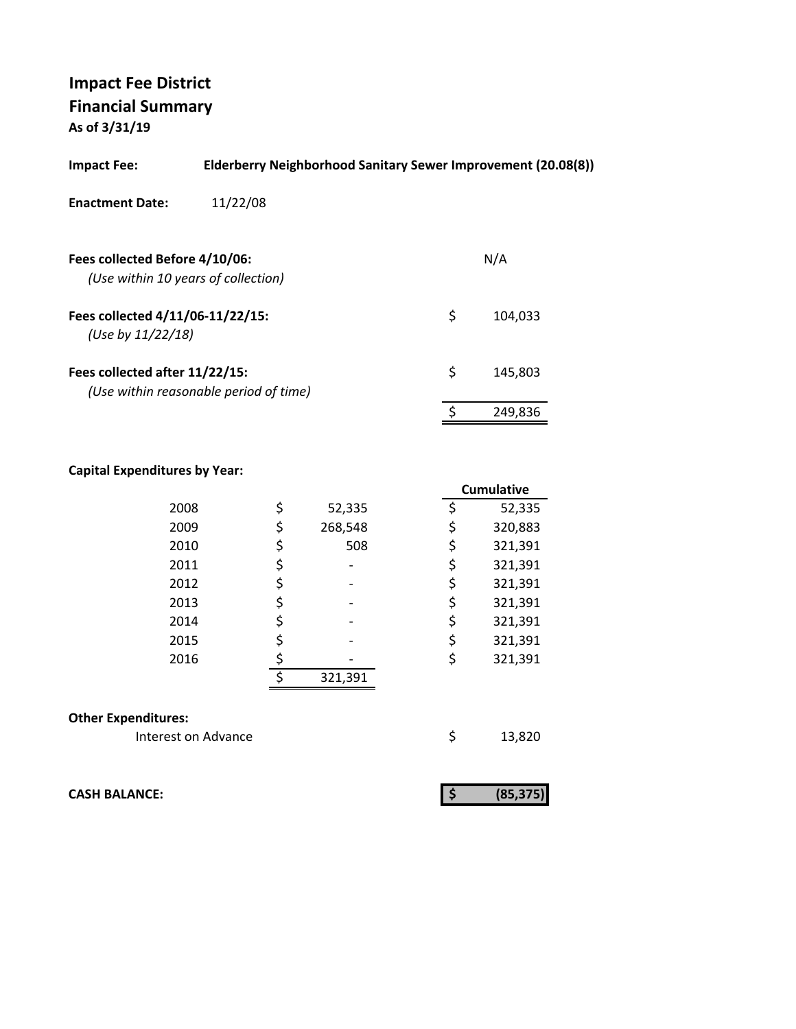# Impact Fee District
## Financial Summary
**As of 3/31/19**

**Impact Fee:** **Elderberry Neighborhood Sanitary Sewer Improvement (20.08(8))**

**Enactment Date:** 11/22/08

| | | |
|---|---|---|
| **Fees collected Before 4/10/06:** *(Use within 10 years of collection)* | | N/A |
| **Fees collected 4/11/06-11/22/15:** *(Use by 11/22/18)* | $ | 104,033 |
| **Fees collected after 11/22/15:** *(Use within reasonable period of time)* | $ | 145,803 |
| | $ | 249,836 |

**Capital Expenditures by Year:**

| Year | | | | Cumulative |
|---|---|---|---|---|
| 2008 | $ | 52,335 | $ | 52,335 |
| 2009 | $ | 268,548 | $ | 320,883 |
| 2010 | $ | 508 | $ | 321,391 |
| 2011 | $ | - | $ | 321,391 |
| 2012 | $ | - | $ | 321,391 |
| 2013 | $ | - | $ | 321,391 |
| 2014 | $ | - | $ | 321,391 |
| 2015 | $ | - | $ | 321,391 |
| 2016 | $ | - | $ | 321,391 |
| | $ | 321,391 | | |

**Other Expenditures:**

| | | |
|---|---|---|
| Interest on Advance | $ | 13,820 |

**CASH BALANCE:** **$ (85,375)**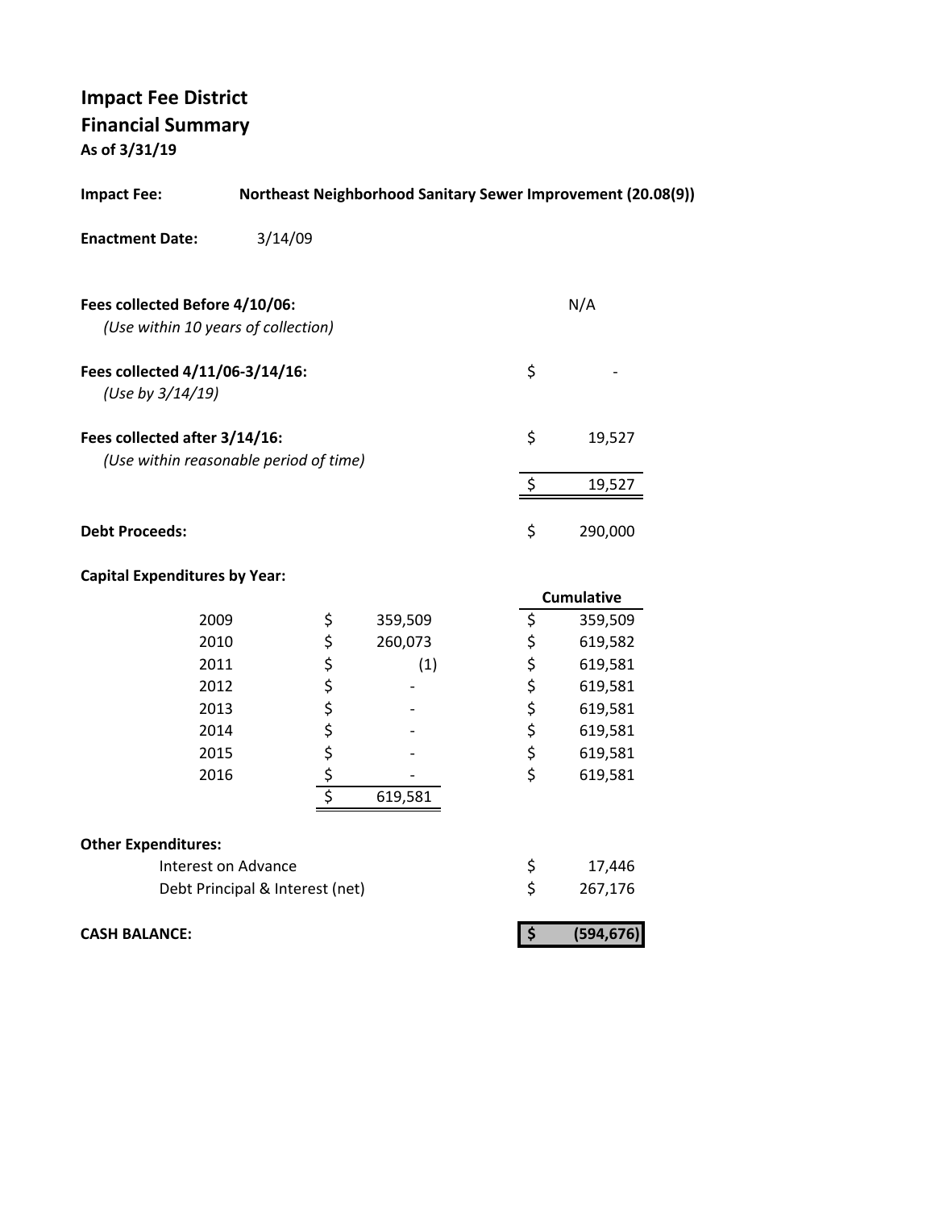# Impact Fee District

## Financial Summary

**As of 3/31/19**

**Impact Fee:** **Northeast Neighborhood Sanitary Sewer Improvement (20.08(9))**

**Enactment Date:** 3/14/09

| | | |
|---|---|---|
| **Fees collected Before 4/10/06:** | | N/A |
| *(Use within 10 years of collection)* | | |
| **Fees collected 4/11/06-3/14/16:** | $ | - |
| *(Use by 3/14/19)* | | |
| **Fees collected after 3/14/16:** | $ | 19,527 |
| *(Use within reasonable period of time)* | | |
| | $ | 19,527 |
| **Debt Proceeds:** | $ | 290,000 |

**Capital Expenditures by Year:**

| Year | | Amount | | Cumulative |
|---|---|---|---|---|
| 2009 | $ | 359,509 | $ | 359,509 |
| 2010 | $ | 260,073 | $ | 619,582 |
| 2011 | $ | (1) | $ | 619,581 |
| 2012 | $ | - | $ | 619,581 |
| 2013 | $ | - | $ | 619,581 |
| 2014 | $ | - | $ | 619,581 |
| 2015 | $ | - | $ | 619,581 |
| 2016 | $ | - | $ | 619,581 |
| | $ | 619,581 | | |

**Other Expenditures:**

| | | |
|---|---|---|
| Interest on Advance | $ | 17,446 |
| Debt Principal & Interest (net) | $ | 267,176 |
| **CASH BALANCE:** | **$** | **(594,676)** |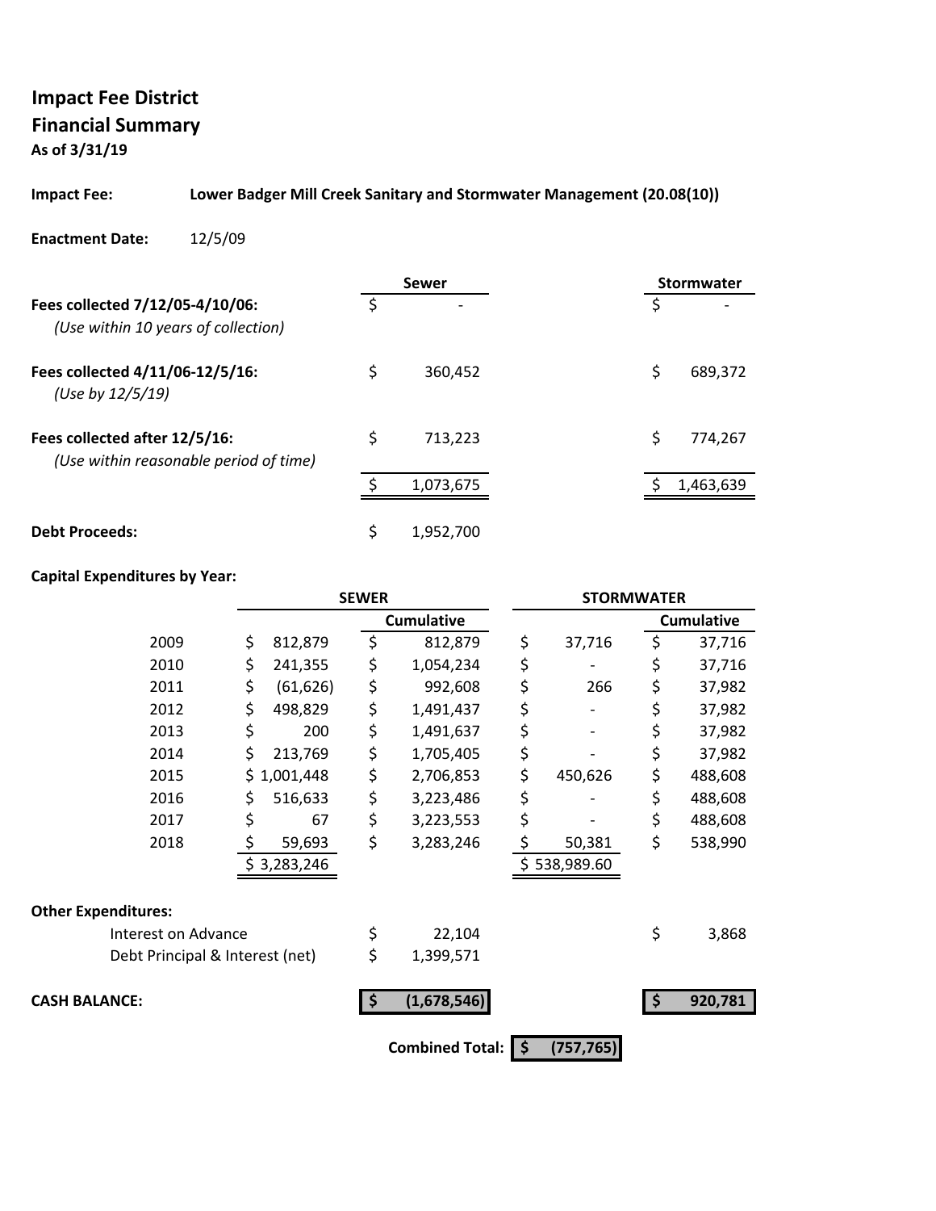# Impact Fee District
## Financial Summary
**As of 3/31/19**

**Impact Fee:** **Lower Badger Mill Creek Sanitary and Stormwater Management (20.08(10))**

**Enactment Date:** 12/5/09

| | Sewer | Stormwater |
|---|---|---|
| **Fees collected 7/12/05-4/10/06:** *(Use within 10 years of collection)* | $ - | $ - |
| **Fees collected 4/11/06-12/5/16:** *(Use by 12/5/19)* | $ 360,452 | $ 689,372 |
| **Fees collected after 12/5/16:** *(Use within reasonable period of time)* | $ 713,223 | $ 774,267 |
| | $ 1,073,675 | $ 1,463,639 |
| **Debt Proceeds:** | $ 1,952,700 | |

**Capital Expenditures by Year:**

| | SEWER | | STORMWATER | |
|---|---|---|---|---|
| | | Cumulative | | Cumulative |
| 2009 | $ 812,879 | $ 812,879 | $ 37,716 | $ 37,716 |
| 2010 | $ 241,355 | $ 1,054,234 | $ - | $ 37,716 |
| 2011 | $ (61,626) | $ 992,608 | $ 266 | $ 37,982 |
| 2012 | $ 498,829 | $ 1,491,437 | $ - | $ 37,982 |
| 2013 | $ 200 | $ 1,491,637 | $ - | $ 37,982 |
| 2014 | $ 213,769 | $ 1,705,405 | $ - | $ 37,982 |
| 2015 | $ 1,001,448 | $ 2,706,853 | $ 450,626 | $ 488,608 |
| 2016 | $ 516,633 | $ 3,223,486 | $ - | $ 488,608 |
| 2017 | $ 67 | $ 3,223,553 | $ - | $ 488,608 |
| 2018 | $ 59,693 | $ 3,283,246 | $ 50,381 | $ 538,990 |
| | $ 3,283,246 | | $ 538,989.60 | |

**Other Expenditures:**

| | Sewer | Stormwater |
|---|---|---|
| Interest on Advance | $ 22,104 | $ 3,868 |
| Debt Principal & Interest (net) | $ 1,399,571 | |
| **CASH BALANCE:** | **$ (1,678,546)** | **$ 920,781** |

**Combined Total: $ (757,765)**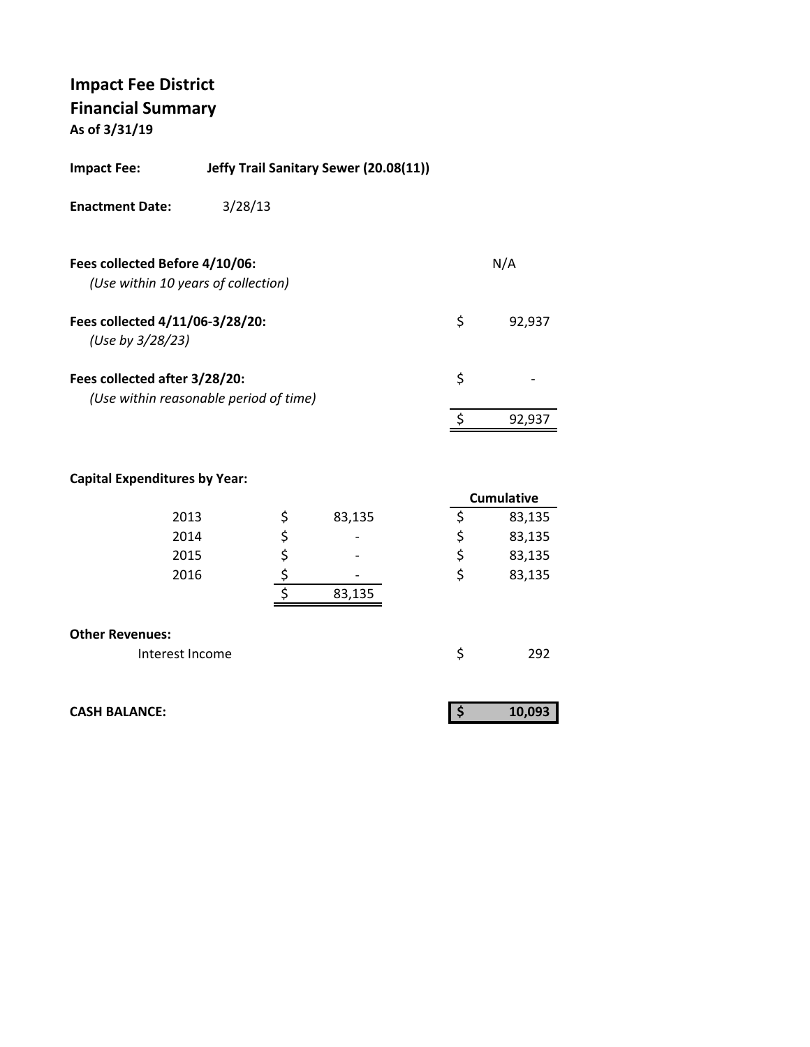# Impact Fee District
## Financial Summary
**As of 3/31/19**

**Impact Fee:** **Jeffy Trail Sanitary Sewer (20.08(11))**

**Enactment Date:** 3/28/13

| | | |
|---|---|---|
| **Fees collected Before 4/10/06:** *(Use within 10 years of collection)* | | N/A |
| **Fees collected 4/11/06-3/28/20:** *(Use by 3/28/23)* | $ | 92,937 |
| **Fees collected after 3/28/20:** *(Use within reasonable period of time)* | $ | - |
| | $ | 92,937 |

**Capital Expenditures by Year:**

| Year | | | | Cumulative |
|---|---|---|---|---|
| 2013 | $ | 83,135 | $ | 83,135 |
| 2014 | $ | - | $ | 83,135 |
| 2015 | $ | - | $ | 83,135 |
| 2016 | $ | - | $ | 83,135 |
| | $ | 83,135 | | |

**Other Revenues:**

| | | |
|---|---|---|
| Interest Income | $ | 292 |

| | | |
|---|---|---|
| **CASH BALANCE:** | **$** | **10,093** |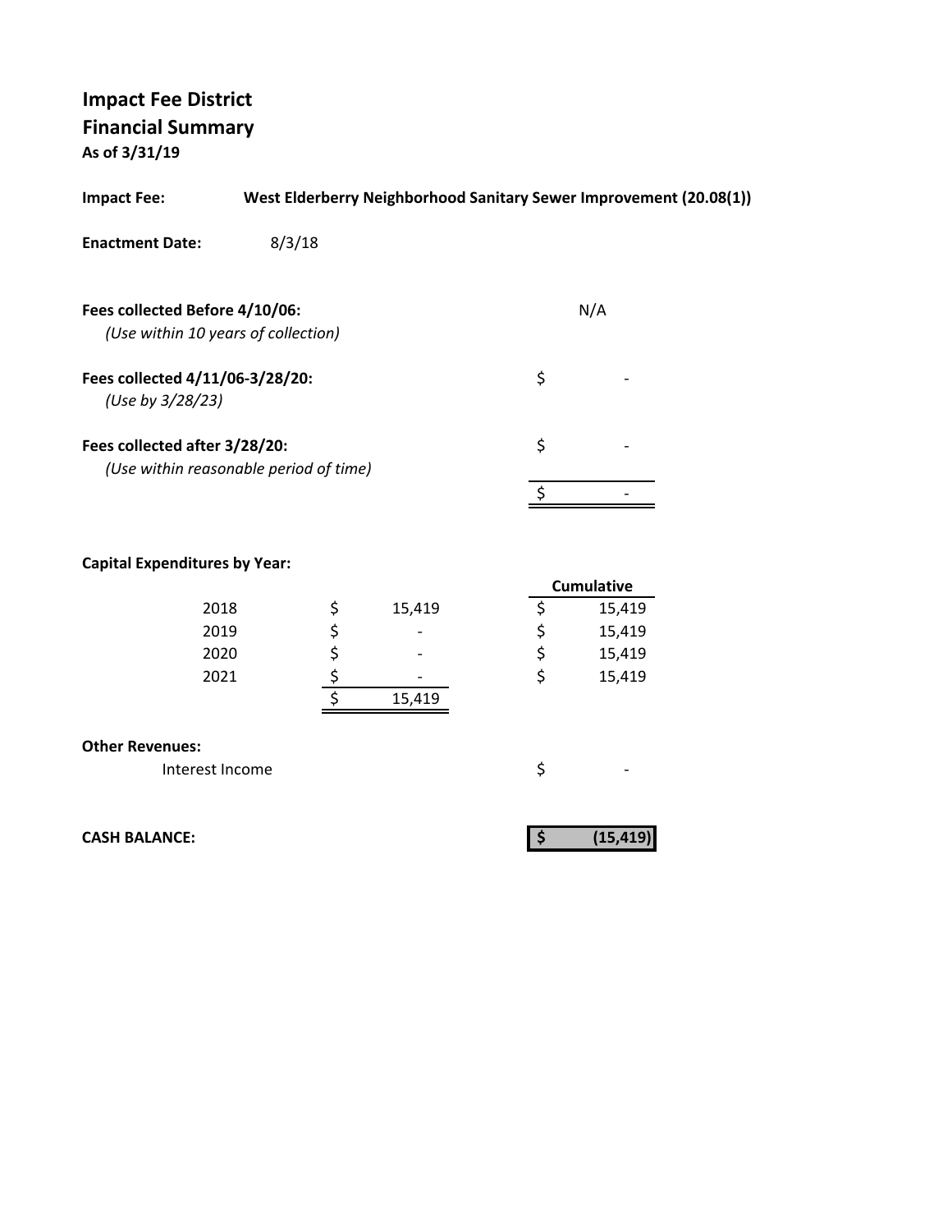# Impact Fee District
## Financial Summary
**As of 3/31/19**

**Impact Fee:** **West Elderberry Neighborhood Sanitary Sewer Improvement (20.08(1))**

**Enactment Date:** 8/3/18

| | |
|---|---|
| **Fees collected Before 4/10/06:** *(Use within 10 years of collection)* | N/A |
| **Fees collected 4/11/06-3/28/20:** *(Use by 3/28/23)* | $ - |
| **Fees collected after 3/28/20:** *(Use within reasonable period of time)* | $ - |
| | $ - |

**Capital Expenditures by Year:**

| Year | Amount | Cumulative |
|---|---|---|
| 2018 | $ 15,419 | $ 15,419 |
| 2019 | $ - | $ 15,419 |
| 2020 | $ - | $ 15,419 |
| 2021 | $ - | $ 15,419 |
| | $ 15,419 | |

**Other Revenues:**

| | |
|---|---|
| Interest Income | $ - |

| | |
|---|---|
| **CASH BALANCE:** | **$ (15,419)** |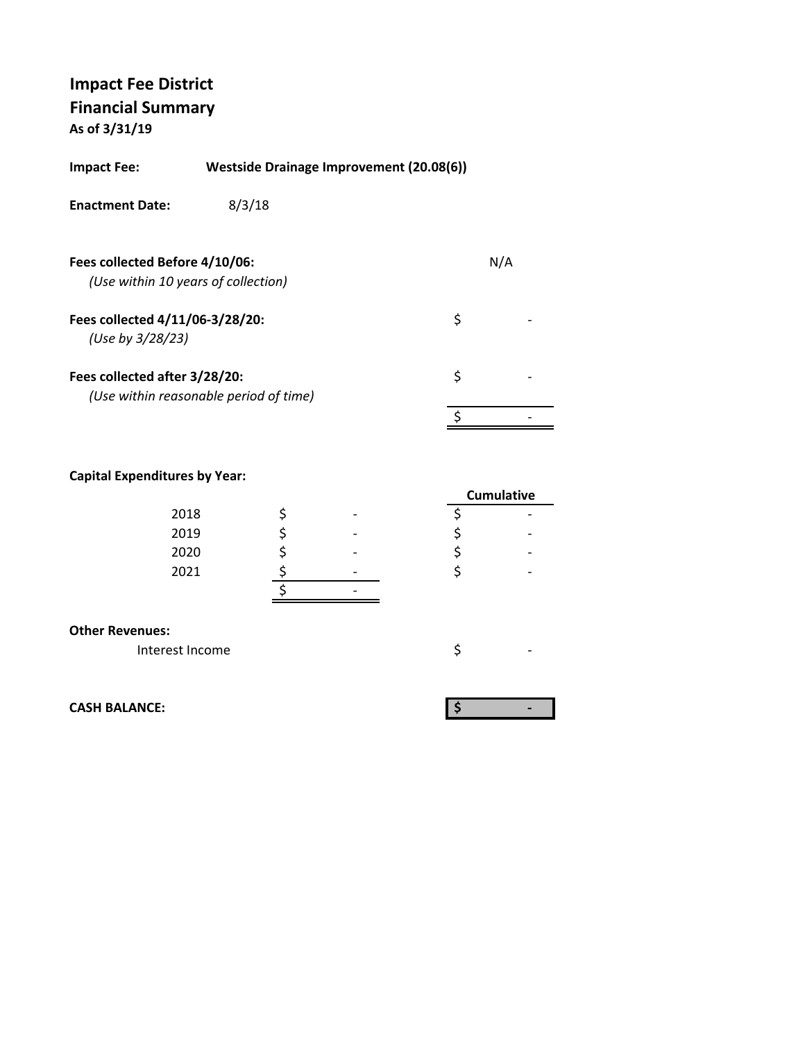# Impact Fee District
## Financial Summary
**As of 3/31/19**

**Impact Fee:** **Westside Drainage Improvement (20.08(6))**

**Enactment Date:** 8/3/18

| | |
|---|---|
| **Fees collected Before 4/10/06:** *(Use within 10 years of collection)* | N/A |
| **Fees collected 4/11/06-3/28/20:** *(Use by 3/28/23)* | $ - |
| **Fees collected after 3/28/20:** *(Use within reasonable period of time)* | $ - |
| | $ - |

**Capital Expenditures by Year:**

| | | Cumulative |
|---|---|---|
| 2018 | $ - | $ - |
| 2019 | $ - | $ - |
| 2020 | $ - | $ - |
| 2021 | $ - | $ - |
| | $ - | |

**Other Revenues:**

| | |
|---|---|
| Interest Income | $ - |

| | |
|---|---|
| **CASH BALANCE:** | **$ -** |